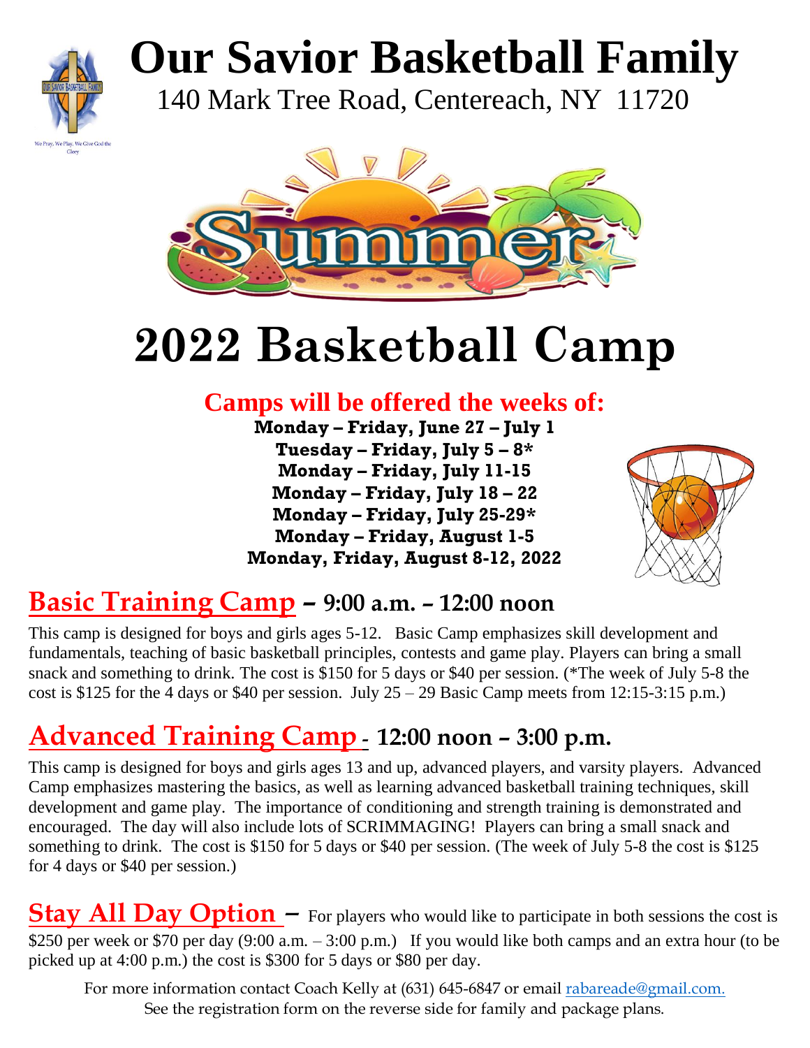# Our Savior Basketball Family

140 Mark Tree Road, Centereach, NY 11720

We Pray, We Play, We Give God the Glory

Summer

# 2022 Basketball Camp

## Camps will be offered the weeks of:

**Monday – Friday, June 27 – July 1**
**Tuesday – Friday, July 5 – 8***
**Monday – Friday, July 11-15**
**Monday – Friday, July 18 – 22**
**Monday – Friday, July 25-29***
**Monday – Friday, August 1-5**
**Monday, Friday, August 8-12, 2022**

## Basic Training Camp – 9:00 a.m. – 12:00 noon

This camp is designed for boys and girls ages 5-12. Basic Camp emphasizes skill development and fundamentals, teaching of basic basketball principles, contests and game play. Players can bring a small snack and something to drink. The cost is $150 for 5 days or $40 per session. (*The week of July 5-8 the cost is $125 for the 4 days or $40 per session. July 25 – 29 Basic Camp meets from 12:15-3:15 p.m.)

## Advanced Training Camp - 12:00 noon – 3:00 p.m.

This camp is designed for boys and girls ages 13 and up, advanced players, and varsity players. Advanced Camp emphasizes mastering the basics, as well as learning advanced basketball training techniques, skill development and game play. The importance of conditioning and strength training is demonstrated and encouraged. The day will also include lots of SCRIMMAGING! Players can bring a small snack and something to drink. The cost is $150 for 5 days or $40 per session. (The week of July 5-8 the cost is $125 for 4 days or $40 per session.)

**Stay All Day Option** – For players who would like to participate in both sessions the cost is $250 per week or $70 per day (9:00 a.m. – 3:00 p.m.) If you would like both camps and an extra hour (to be picked up at 4:00 p.m.) the cost is $300 for 5 days or $80 per day.

For more information contact Coach Kelly at (631) 645-6847 or email rabareade@gmail.com.
See the registration form on the reverse side for family and package plans.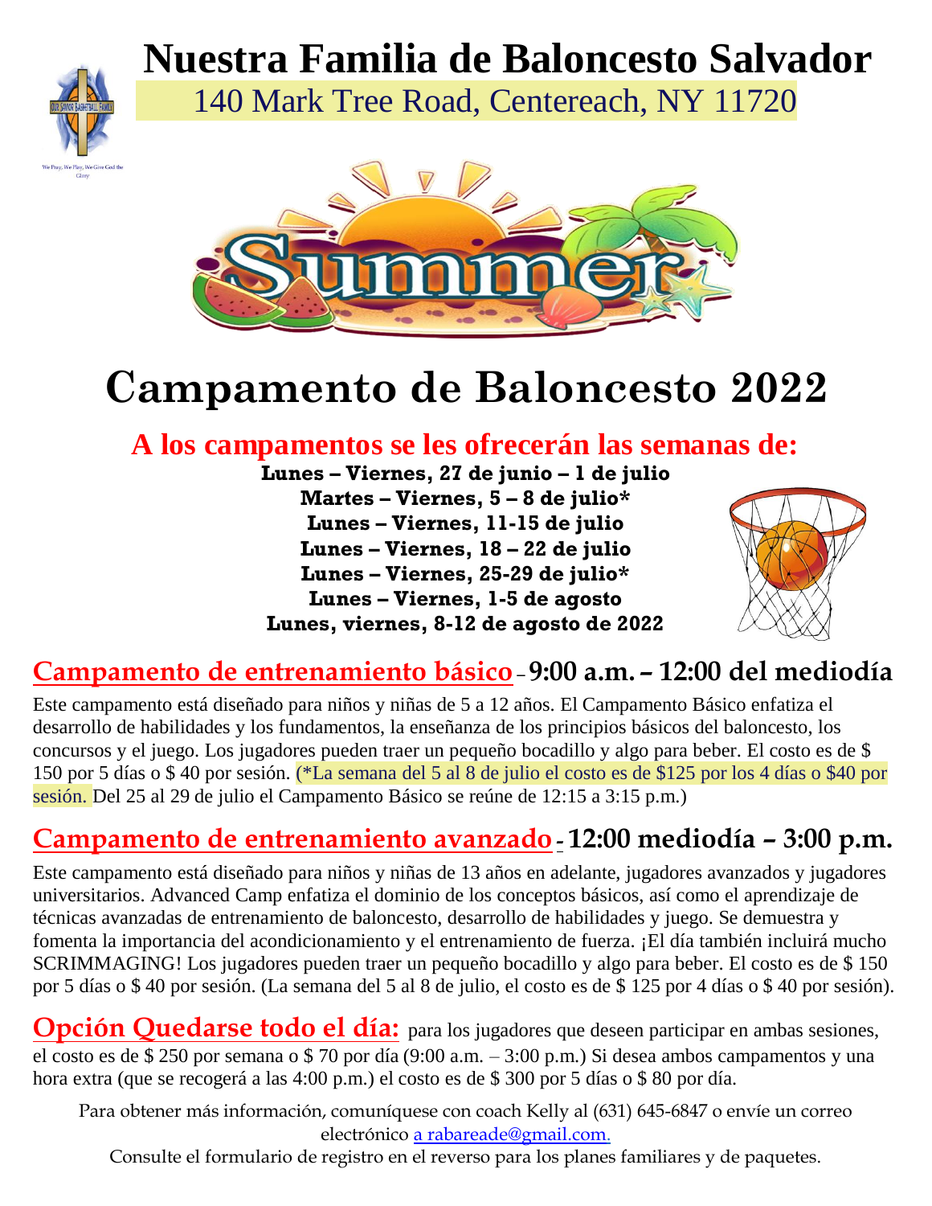# Nuestra Familia de Baloncesto Salvador

140 Mark Tree Road, Centereach, NY 11720

We Pray, We Play, We Give God the Glory

Summer

# Campamento de Baloncesto 2022

## A los campamentos se les ofrecerán las semanas de:

**Lunes – Viernes, 27 de junio – 1 de julio**
**Martes – Viernes, 5 – 8 de julio***
**Lunes – Viernes, 11-15 de julio**
**Lunes – Viernes, 18 – 22 de julio**
**Lunes – Viernes, 25-29 de julio***
**Lunes – Viernes, 1-5 de agosto**
**Lunes, viernes, 8-12 de agosto de 2022**

## Campamento de entrenamiento básico – 9:00 a.m. – 12:00 del mediodía

Este campamento está diseñado para niños y niñas de 5 a 12 años. El Campamento Básico enfatiza el desarrollo de habilidades y los fundamentos, la enseñanza de los principios básicos del baloncesto, los concursos y el juego. Los jugadores pueden traer un pequeño bocadillo y algo para beber. El costo es de $ 150 por 5 días o $ 40 por sesión. (*La semana del 5 al 8 de julio el costo es de $125 por los 4 días o $40 por sesión. Del 25 al 29 de julio el Campamento Básico se reúne de 12:15 a 3:15 p.m.)

## Campamento de entrenamiento avanzado - 12:00 mediodía – 3:00 p.m.

Este campamento está diseñado para niños y niñas de 13 años en adelante, jugadores avanzados y jugadores universitarios. Advanced Camp enfatiza el dominio de los conceptos básicos, así como el aprendizaje de técnicas avanzadas de entrenamiento de baloncesto, desarrollo de habilidades y juego. Se demuestra y fomenta la importancia del acondicionamiento y el entrenamiento de fuerza. ¡El día también incluirá mucho SCRIMMAGING! Los jugadores pueden traer un pequeño bocadillo y algo para beber. El costo es de $ 150 por 5 días o $ 40 por sesión. (La semana del 5 al 8 de julio, el costo es de $ 125 por 4 días o $ 40 por sesión).

**Opción Quedarse todo el día:** para los jugadores que deseen participar en ambas sesiones, el costo es de $ 250 por semana o $ 70 por día (9:00 a.m. – 3:00 p.m.) Si desea ambos campamentos y una hora extra (que se recogerá a las 4:00 p.m.) el costo es de $ 300 por 5 días o $ 80 por día.

Para obtener más información, comuníquese con coach Kelly al (631) 645-6847 o envíe un correo electrónico a rabareade@gmail.com.

Consulte el formulario de registro en el reverso para los planes familiares y de paquetes.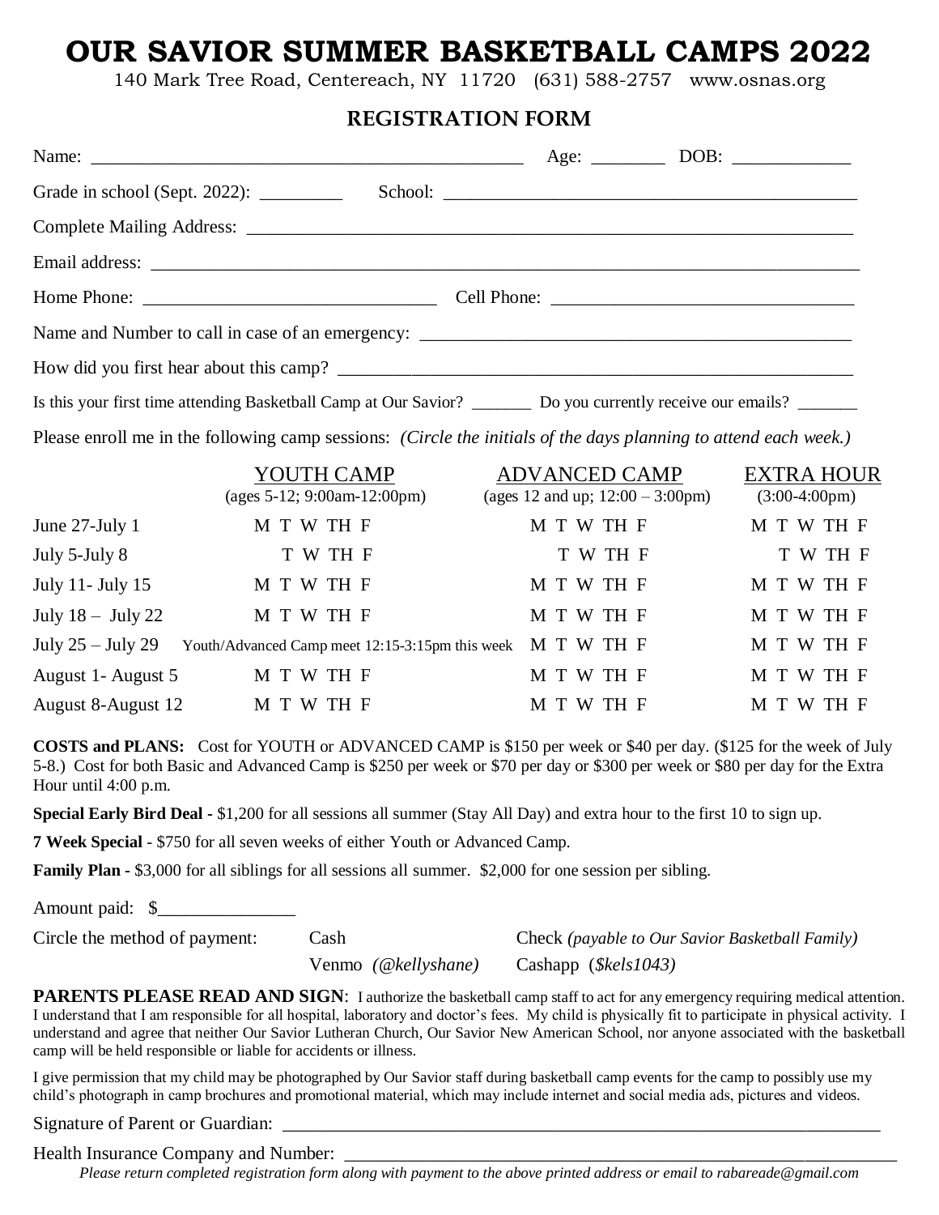# OUR SAVIOR SUMMER BASKETBALL CAMPS 2022

140 Mark Tree Road, Centereach, NY 11720 (631) 588-2757 www.osnas.org

## REGISTRATION FORM

Name: _______________________________________________ Age: ________ DOB: _____________

Grade in school (Sept. 2022): _________ School: ____________________________________________

Complete Mailing Address: ______________________________________________________________

Email address: _________________________________________________________________________

Home Phone: _______________________________ Cell Phone: ________________________________

Name and Number to call in case of an emergency: _______________________________________________

How did you first hear about this camp? _________________________________________________________

Is this your first time attending Basketball Camp at Our Savior? _______ Do you currently receive our emails? _______

Please enroll me in the following camp sessions: *(Circle the initials of the days planning to attend each week.)*

| | YOUTH CAMP (ages 5-12; 9:00am-12:00pm) | ADVANCED CAMP (ages 12 and up; 12:00 – 3:00pm) | EXTRA HOUR (3:00-4:00pm) |
|---|---|---|---|
| June 27-July 1 | M T W TH F | M T W TH F | M T W TH F |
| July 5-July 8 | T W TH F | T W TH F | T W TH F |
| July 11- July 15 | M T W TH F | M T W TH F | M T W TH F |
| July 18 – July 22 | M T W TH F | M T W TH F | M T W TH F |
| July 25 – July 29 | Youth/Advanced Camp meet 12:15-3:15pm this week | M T W TH F | M T W TH F |
| August 1- August 5 | M T W TH F | M T W TH F | M T W TH F |
| August 8-August 12 | M T W TH F | M T W TH F | M T W TH F |

**COSTS and PLANS:** Cost for YOUTH or ADVANCED CAMP is $150 per week or $40 per day. ($125 for the week of July 5-8.) Cost for both Basic and Advanced Camp is $250 per week or $70 per day or $300 per week or $80 per day for the Extra Hour until 4:00 p.m.

**Special Early Bird Deal -** $1,200 for all sessions all summer (Stay All Day) and extra hour to the first 10 to sign up.

**7 Week Special** - $750 for all seven weeks of either Youth or Advanced Camp.

**Family Plan -** $3,000 for all siblings for all sessions all summer. $2,000 for one session per sibling.

Amount paid: $_______________

Circle the method of payment: Cash | Check *(payable to Our Savior Basketball Family)* | Venmo *(@kellyshane)* | Cashapp *($kels1043)*

**PARENTS PLEASE READ AND SIGN**: I authorize the basketball camp staff to act for any emergency requiring medical attention. I understand that I am responsible for all hospital, laboratory and doctor's fees. My child is physically fit to participate in physical activity. I understand and agree that neither Our Savior Lutheran Church, Our Savior New American School, nor anyone associated with the basketball camp will be held responsible or liable for accidents or illness.

I give permission that my child may be photographed by Our Savior staff during basketball camp events for the camp to possibly use my child's photograph in camp brochures and promotional material, which may include internet and social media ads, pictures and videos.

Signature of Parent or Guardian: _________________________________________________________________

Health Insurance Company and Number: ____________________________________________________________

*Please return completed registration form along with payment to the above printed address or email to rabareade@gmail.com*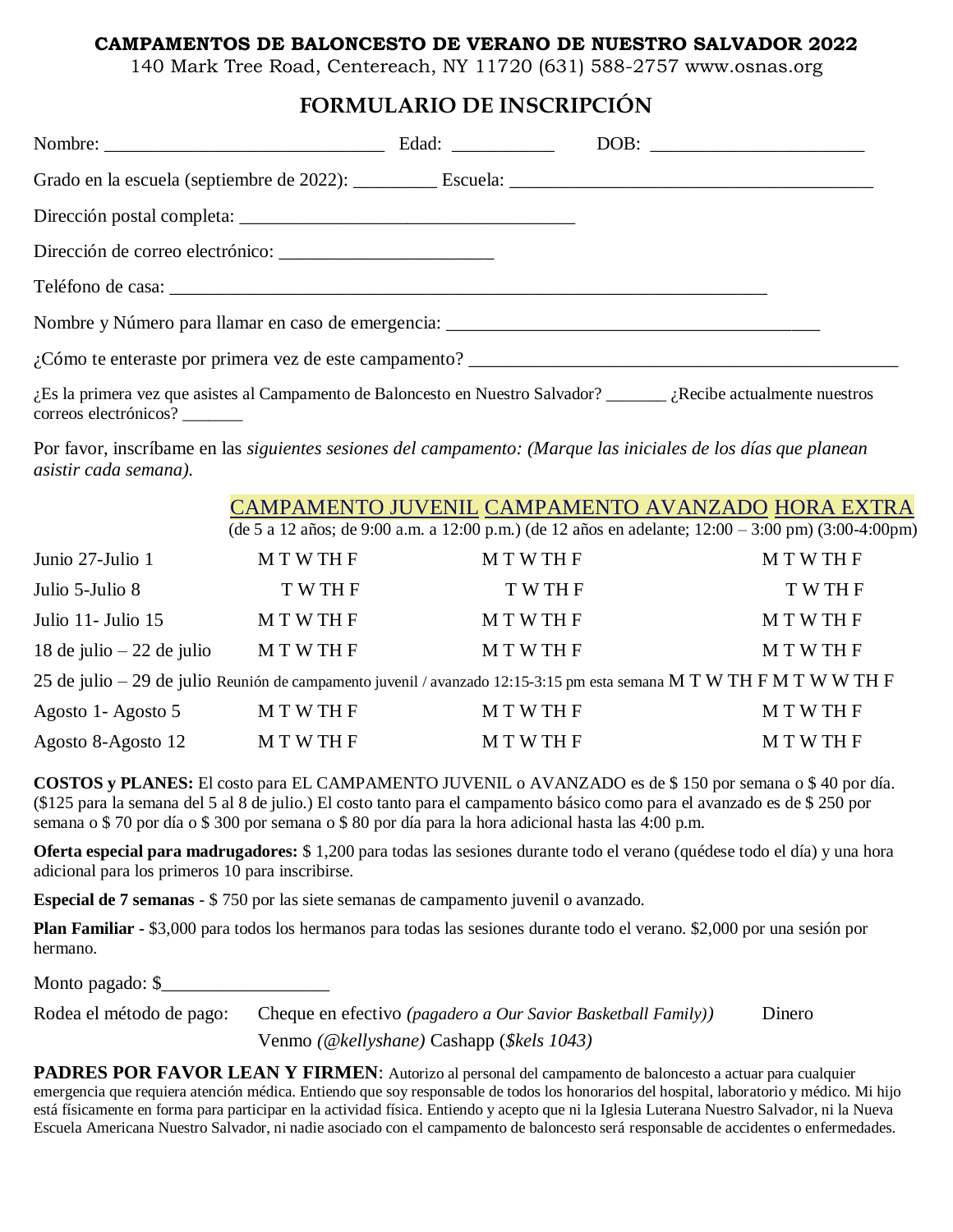**CAMPAMENTOS DE BALONCESTO DE VERANO DE NUESTRO SALVADOR 2022**

140 Mark Tree Road, Centereach, NY 11720 (631) 588-2757 www.osnas.org

## FORMULARIO DE INSCRIPCIÓN

Nombre: ______________________________ Edad: ___________ DOB: _______________________

Grado en la escuela (septiembre de 2022): _________ Escuela: _______________________________________

Dirección postal completa: ____________________________________

Dirección de correo electrónico: _______________________

Teléfono de casa: ______________________________________________________________

Nombre y Número para llamar en caso de emergencia: _________________________________________

¿Cómo te enteraste por primera vez de este campamento? ______________________________________________

¿Es la primera vez que asistes al Campamento de Baloncesto en Nuestro Salvador? _______ ¿Recibe actualmente nuestros correos electrónicos? _______

Por favor, inscríbame en las *siguientes sesiones del campamento: (Marque las iniciales de los días que planean asistir cada semana).*

| | CAMPAMENTO JUVENIL (de 5 a 12 años; de 9:00 a.m. a 12:00 p.m.) | CAMPAMENTO AVANZADO (de 12 años en adelante; 12:00 – 3:00 pm) | HORA EXTRA (3:00-4:00pm) |
|---|---|---|---|
| Junio 27-Julio 1 | M T W TH F | M T W TH F | M T W TH F |
| Julio 5-Julio 8 | T W TH F | T W TH F | T W TH F |
| Julio 11- Julio 15 | M T W TH F | M T W TH F | M T W TH F |
| 18 de julio – 22 de julio | M T W TH F | M T W TH F | M T W TH F |
| 25 de julio – 29 de julio | Reunión de campamento juvenil / avanzado 12:15-3:15 pm esta semana M T W TH F | M T W W TH F | |
| Agosto 1- Agosto 5 | M T W TH F | M T W TH F | M T W TH F |
| Agosto 8-Agosto 12 | M T W TH F | M T W TH F | M T W TH F |

**COSTOS y PLANES:** El costo para EL CAMPAMENTO JUVENIL o AVANZADO es de $ 150 por semana o $ 40 por día. ($125 para la semana del 5 al 8 de julio.) El costo tanto para el campamento básico como para el avanzado es de $ 250 por semana o $ 70 por día o $ 300 por semana o $ 80 por día para la hora adicional hasta las 4:00 p.m.

**Oferta especial para madrugadores:** $ 1,200 para todas las sesiones durante todo el verano (quédese todo el día) y una hora adicional para los primeros 10 para inscribirse.

**Especial de 7 semanas** - $ 750 por las siete semanas de campamento juvenil o avanzado.

**Plan Familiar** - $3,000 para todos los hermanos para todas las sesiones durante todo el verano. $2,000 por una sesión por hermano.

Monto pagado: $__________________

Rodea el método de pago: Cheque en efectivo *(pagadero a Our Savior Basketball Family))* Dinero
Venmo *(@kellyshane)* Cashapp (*$kels 1043)*

**PADRES POR FAVOR LEAN Y FIRMEN**: Autorizo al personal del campamento de baloncesto a actuar para cualquier emergencia que requiera atención médica. Entiendo que soy responsable de todos los honorarios del hospital, laboratorio y médico. Mi hijo está físicamente en forma para participar en la actividad física. Entiendo y acepto que ni la Iglesia Luterana Nuestro Salvador, ni la Nueva Escuela Americana Nuestro Salvador, ni nadie asociado con el campamento de baloncesto será responsable de accidentes o enfermedades.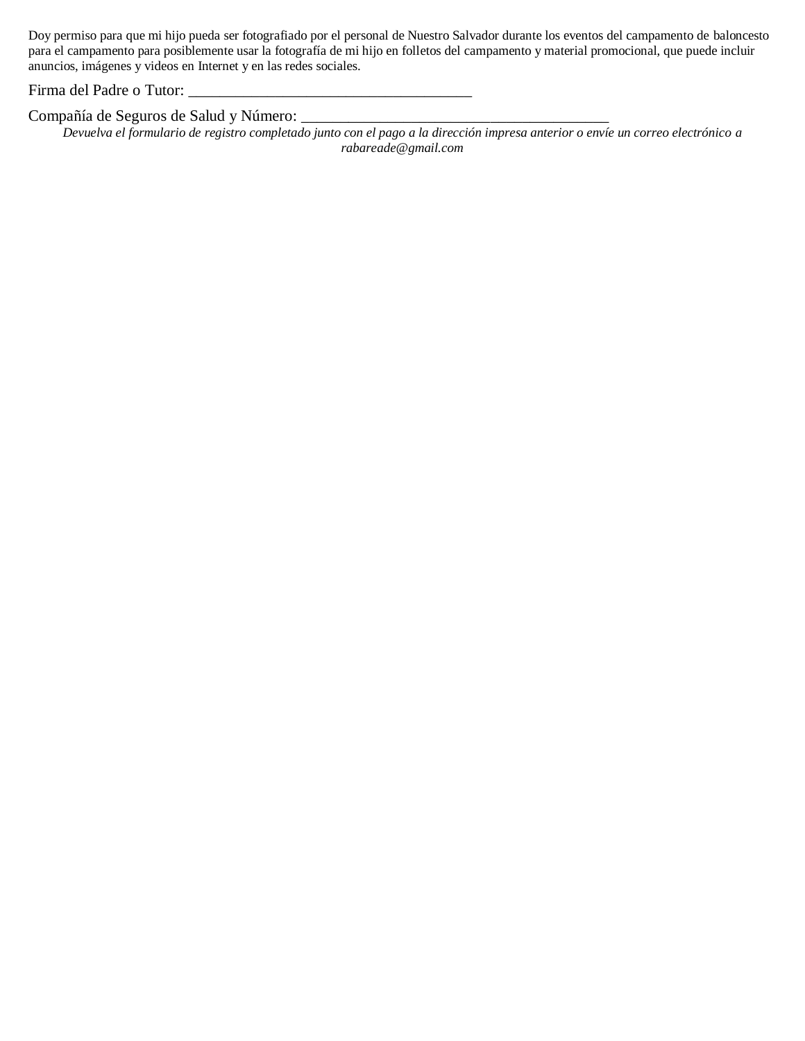Doy permiso para que mi hijo pueda ser fotografiado por el personal de Nuestro Salvador durante los eventos del campamento de baloncesto para el campamento para posiblemente usar la fotografía de mi hijo en folletos del campamento y material promocional, que puede incluir anuncios, imágenes y videos en Internet y en las redes sociales.

Firma del Padre o Tutor: ____________________________________

Compañía de Seguros de Salud y Número: _______________________________________

*Devuelva el formulario de registro completado junto con el pago a la dirección impresa anterior o envíe un correo electrónico a rabareade@gmail.com*